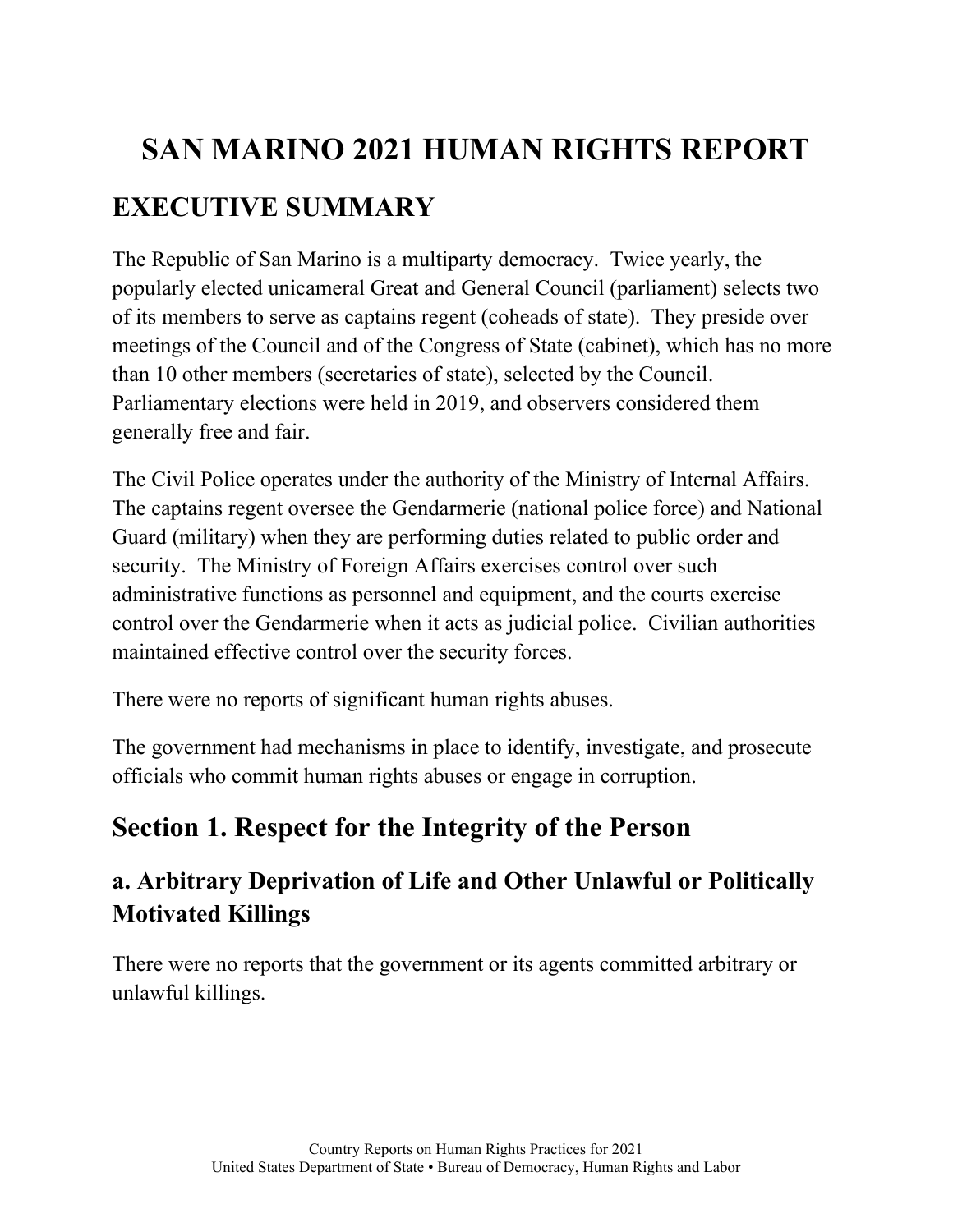# SAN MARINO 2021 HUMAN RIGHTS REPORT

## EXECUTIVE SUMMARY

The Republic of San Marino is a multiparty democracy. Twice yearly, the popularly elected unicameral Great and General Council (parliament) selects two of its members to serve as captains regent (coheads of state). They preside over meetings of the Council and of the Congress of State (cabinet), which has no more than 10 other members (secretaries of state), selected by the Council. Parliamentary elections were held in 2019, and observers considered them generally free and fair.

The Civil Police operates under the authority of the Ministry of Internal Affairs. The captains regent oversee the Gendarmerie (national police force) and National Guard (military) when they are performing duties related to public order and security. The Ministry of Foreign Affairs exercises control over such administrative functions as personnel and equipment, and the courts exercise control over the Gendarmerie when it acts as judicial police. Civilian authorities maintained effective control over the security forces.

There were no reports of significant human rights abuses.

The government had mechanisms in place to identify, investigate, and prosecute officials who commit human rights abuses or engage in corruption.

## Section 1. Respect for the Integrity of the Person

### a. Arbitrary Deprivation of Life and Other Unlawful or Politically Motivated Killings

There were no reports that the government or its agents committed arbitrary or unlawful killings.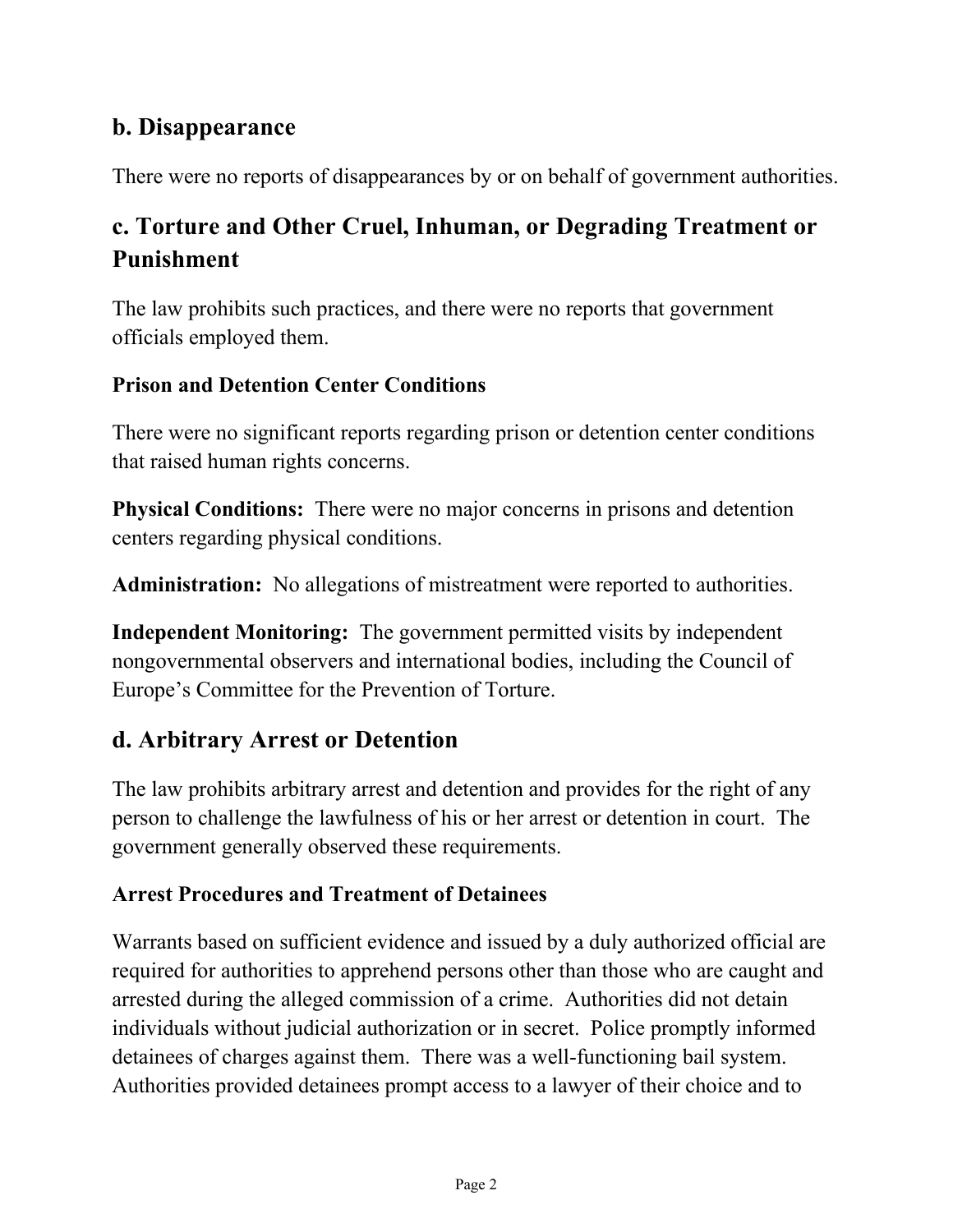## b. Disappearance

There were no reports of disappearances by or on behalf of government authorities.

## c. Torture and Other Cruel, Inhuman, or Degrading Treatment or Punishment

The law prohibits such practices, and there were no reports that government officials employed them.

### Prison and Detention Center Conditions

There were no significant reports regarding prison or detention center conditions that raised human rights concerns.

**Physical Conditions:** There were no major concerns in prisons and detention centers regarding physical conditions.

**Administration:** No allegations of mistreatment were reported to authorities.

**Independent Monitoring:** The government permitted visits by independent nongovernmental observers and international bodies, including the Council of Europe's Committee for the Prevention of Torture.

## d. Arbitrary Arrest or Detention

The law prohibits arbitrary arrest and detention and provides for the right of any person to challenge the lawfulness of his or her arrest or detention in court. The government generally observed these requirements.

### Arrest Procedures and Treatment of Detainees

Warrants based on sufficient evidence and issued by a duly authorized official are required for authorities to apprehend persons other than those who are caught and arrested during the alleged commission of a crime. Authorities did not detain individuals without judicial authorization or in secret. Police promptly informed detainees of charges against them. There was a well-functioning bail system. Authorities provided detainees prompt access to a lawyer of their choice and to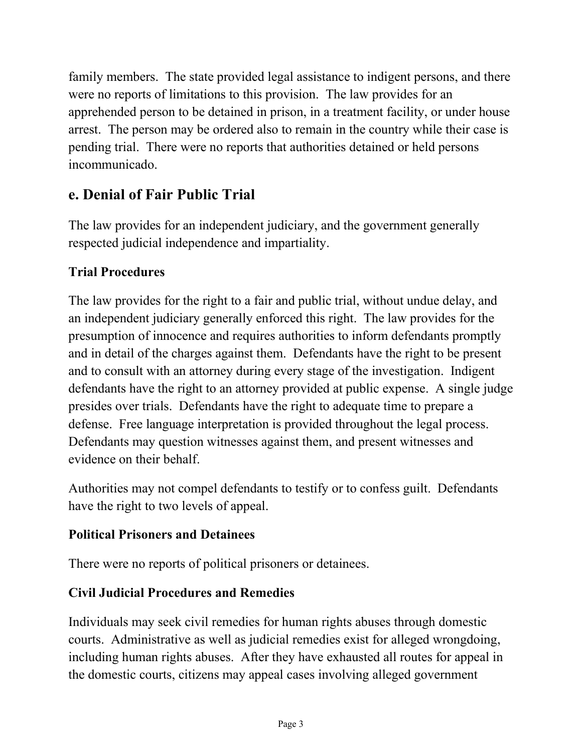family members. The state provided legal assistance to indigent persons, and there were no reports of limitations to this provision. The law provides for an apprehended person to be detained in prison, in a treatment facility, or under house arrest. The person may be ordered also to remain in the country while their case is pending trial. There were no reports that authorities detained or held persons incommunicado.

## e. Denial of Fair Public Trial

The law provides for an independent judiciary, and the government generally respected judicial independence and impartiality.

### Trial Procedures

The law provides for the right to a fair and public trial, without undue delay, and an independent judiciary generally enforced this right. The law provides for the presumption of innocence and requires authorities to inform defendants promptly and in detail of the charges against them. Defendants have the right to be present and to consult with an attorney during every stage of the investigation. Indigent defendants have the right to an attorney provided at public expense. A single judge presides over trials. Defendants have the right to adequate time to prepare a defense. Free language interpretation is provided throughout the legal process. Defendants may question witnesses against them, and present witnesses and evidence on their behalf.

Authorities may not compel defendants to testify or to confess guilt. Defendants have the right to two levels of appeal.

### Political Prisoners and Detainees

There were no reports of political prisoners or detainees.

### Civil Judicial Procedures and Remedies

Individuals may seek civil remedies for human rights abuses through domestic courts. Administrative as well as judicial remedies exist for alleged wrongdoing, including human rights abuses. After they have exhausted all routes for appeal in the domestic courts, citizens may appeal cases involving alleged government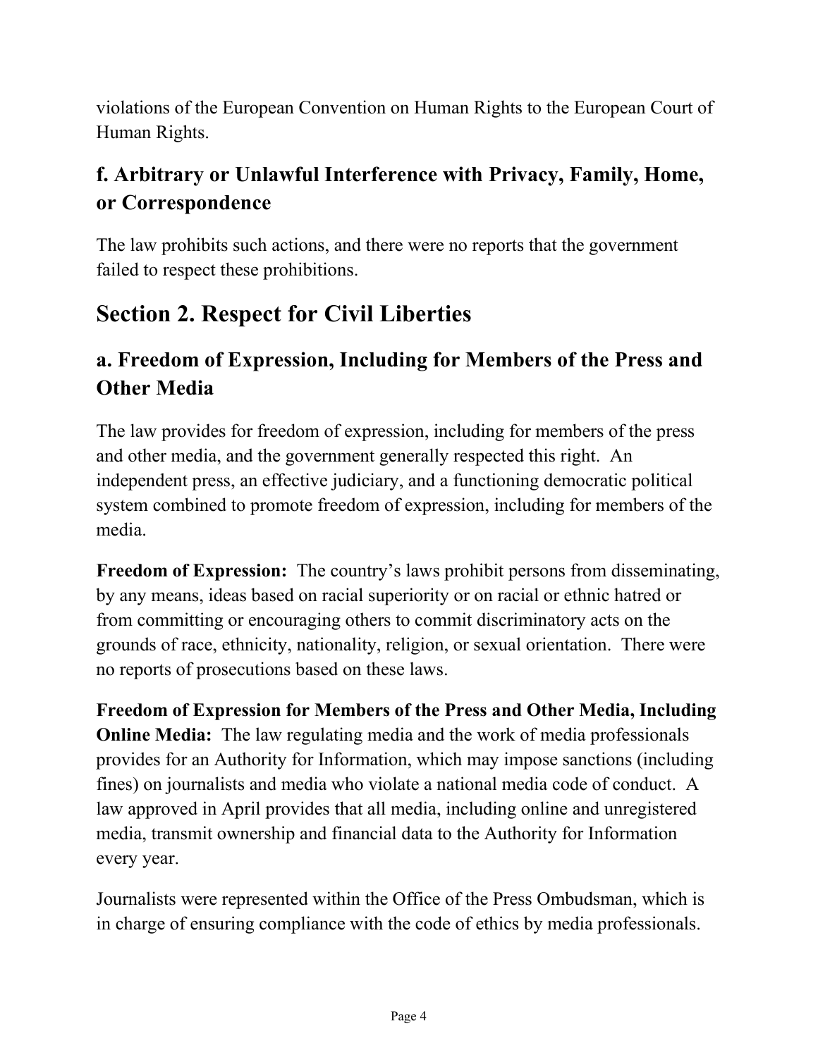violations of the European Convention on Human Rights to the European Court of Human Rights.

### f. Arbitrary or Unlawful Interference with Privacy, Family, Home, or Correspondence

The law prohibits such actions, and there were no reports that the government failed to respect these prohibitions.

## Section 2. Respect for Civil Liberties

### a. Freedom of Expression, Including for Members of the Press and Other Media

The law provides for freedom of expression, including for members of the press and other media, and the government generally respected this right. An independent press, an effective judiciary, and a functioning democratic political system combined to promote freedom of expression, including for members of the media.

**Freedom of Expression:** The country's laws prohibit persons from disseminating, by any means, ideas based on racial superiority or on racial or ethnic hatred or from committing or encouraging others to commit discriminatory acts on the grounds of race, ethnicity, nationality, religion, or sexual orientation. There were no reports of prosecutions based on these laws.

**Freedom of Expression for Members of the Press and Other Media, Including Online Media:** The law regulating media and the work of media professionals provides for an Authority for Information, which may impose sanctions (including fines) on journalists and media who violate a national media code of conduct. A law approved in April provides that all media, including online and unregistered media, transmit ownership and financial data to the Authority for Information every year.

Journalists were represented within the Office of the Press Ombudsman, which is in charge of ensuring compliance with the code of ethics by media professionals.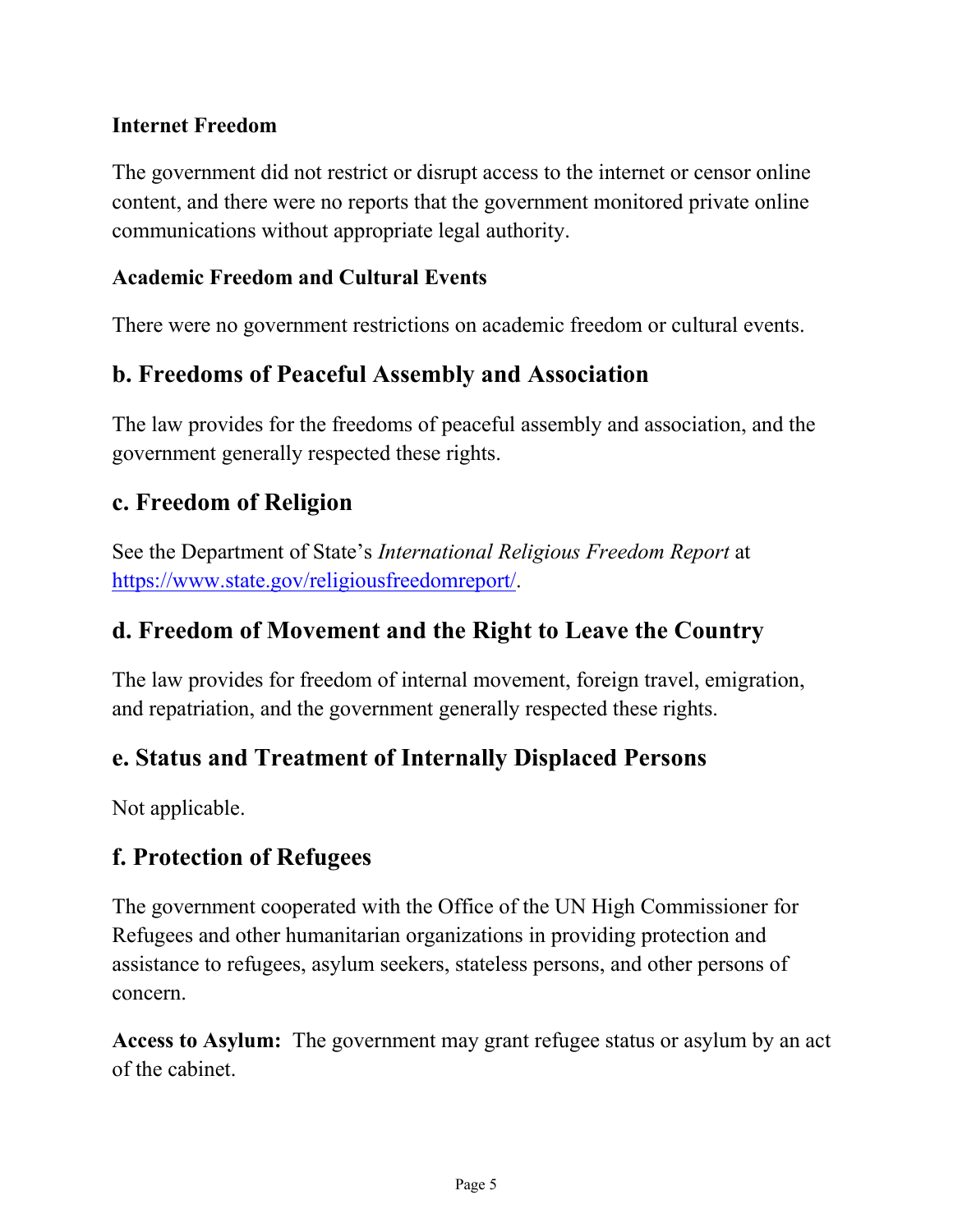### Internet Freedom

The government did not restrict or disrupt access to the internet or censor online content, and there were no reports that the government monitored private online communications without appropriate legal authority.

### Academic Freedom and Cultural Events

There were no government restrictions on academic freedom or cultural events.

## b. Freedoms of Peaceful Assembly and Association

The law provides for the freedoms of peaceful assembly and association, and the government generally respected these rights.

## c. Freedom of Religion

See the Department of State's *International Religious Freedom Report* at https://www.state.gov/religiousfreedomreport/.

## d. Freedom of Movement and the Right to Leave the Country

The law provides for freedom of internal movement, foreign travel, emigration, and repatriation, and the government generally respected these rights.

## e. Status and Treatment of Internally Displaced Persons

Not applicable.

## f. Protection of Refugees

The government cooperated with the Office of the UN High Commissioner for Refugees and other humanitarian organizations in providing protection and assistance to refugees, asylum seekers, stateless persons, and other persons of concern.

**Access to Asylum:** The government may grant refugee status or asylum by an act of the cabinet.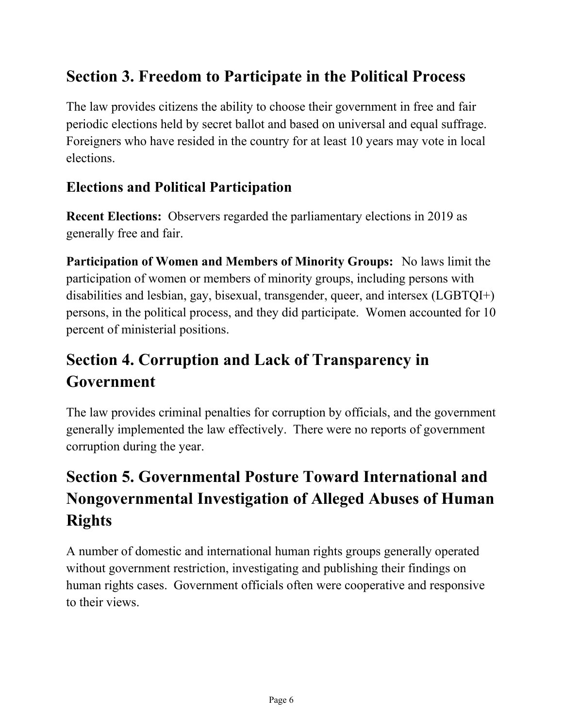## Section 3. Freedom to Participate in the Political Process

The law provides citizens the ability to choose their government in free and fair periodic elections held by secret ballot and based on universal and equal suffrage. Foreigners who have resided in the country for at least 10 years may vote in local elections.

### Elections and Political Participation

**Recent Elections:** Observers regarded the parliamentary elections in 2019 as generally free and fair.

**Participation of Women and Members of Minority Groups:** No laws limit the participation of women or members of minority groups, including persons with disabilities and lesbian, gay, bisexual, transgender, queer, and intersex (LGBTQI+) persons, in the political process, and they did participate. Women accounted for 10 percent of ministerial positions.

## Section 4. Corruption and Lack of Transparency in Government

The law provides criminal penalties for corruption by officials, and the government generally implemented the law effectively. There were no reports of government corruption during the year.

## Section 5. Governmental Posture Toward International and Nongovernmental Investigation of Alleged Abuses of Human Rights

A number of domestic and international human rights groups generally operated without government restriction, investigating and publishing their findings on human rights cases. Government officials often were cooperative and responsive to their views.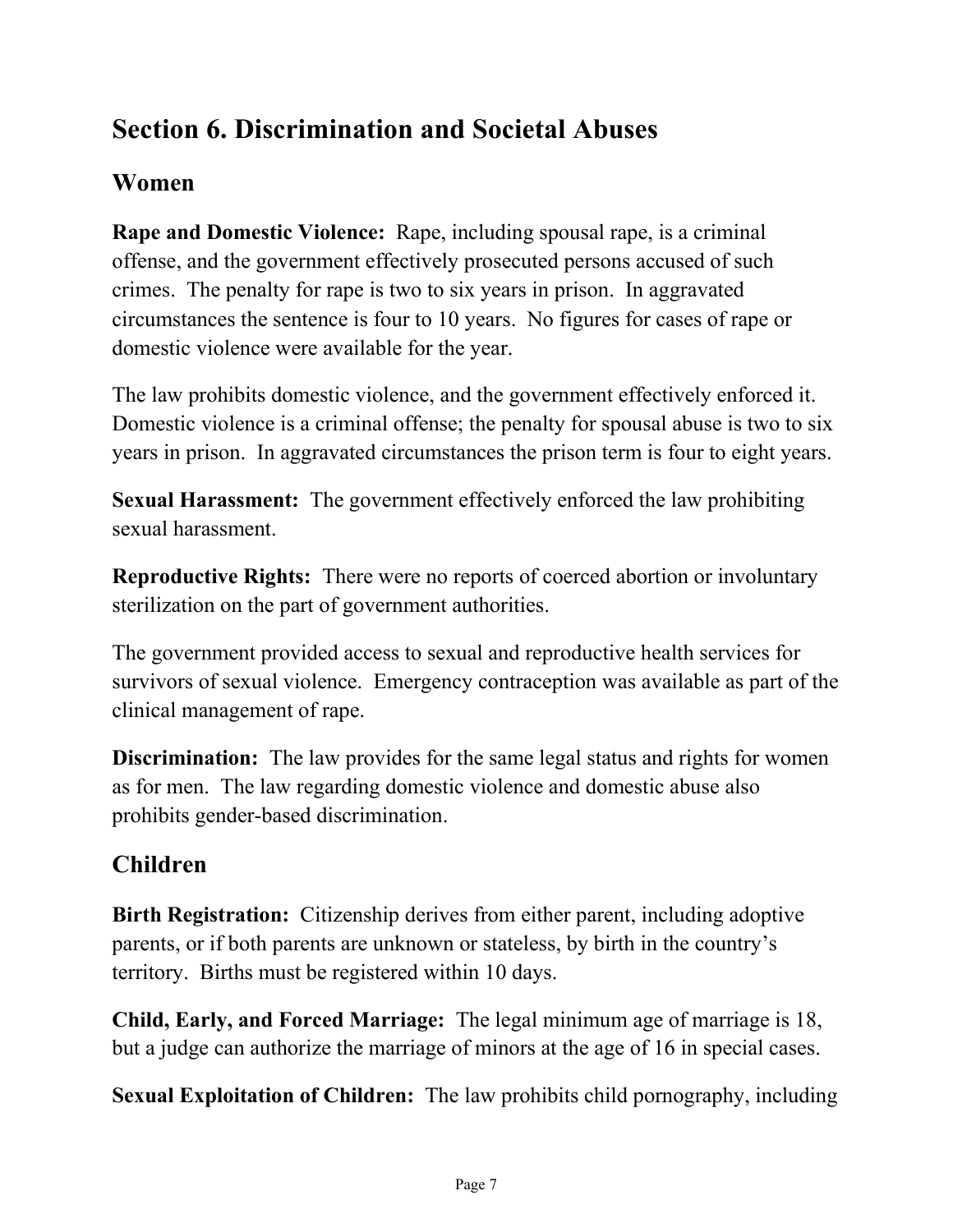## Section 6. Discrimination and Societal Abuses

### Women

**Rape and Domestic Violence:** Rape, including spousal rape, is a criminal offense, and the government effectively prosecuted persons accused of such crimes. The penalty for rape is two to six years in prison. In aggravated circumstances the sentence is four to 10 years. No figures for cases of rape or domestic violence were available for the year.

The law prohibits domestic violence, and the government effectively enforced it. Domestic violence is a criminal offense; the penalty for spousal abuse is two to six years in prison. In aggravated circumstances the prison term is four to eight years.

**Sexual Harassment:** The government effectively enforced the law prohibiting sexual harassment.

**Reproductive Rights:** There were no reports of coerced abortion or involuntary sterilization on the part of government authorities.

The government provided access to sexual and reproductive health services for survivors of sexual violence. Emergency contraception was available as part of the clinical management of rape.

**Discrimination:** The law provides for the same legal status and rights for women as for men. The law regarding domestic violence and domestic abuse also prohibits gender-based discrimination.

### Children

**Birth Registration:** Citizenship derives from either parent, including adoptive parents, or if both parents are unknown or stateless, by birth in the country's territory. Births must be registered within 10 days.

**Child, Early, and Forced Marriage:** The legal minimum age of marriage is 18, but a judge can authorize the marriage of minors at the age of 16 in special cases.

**Sexual Exploitation of Children:** The law prohibits child pornography, including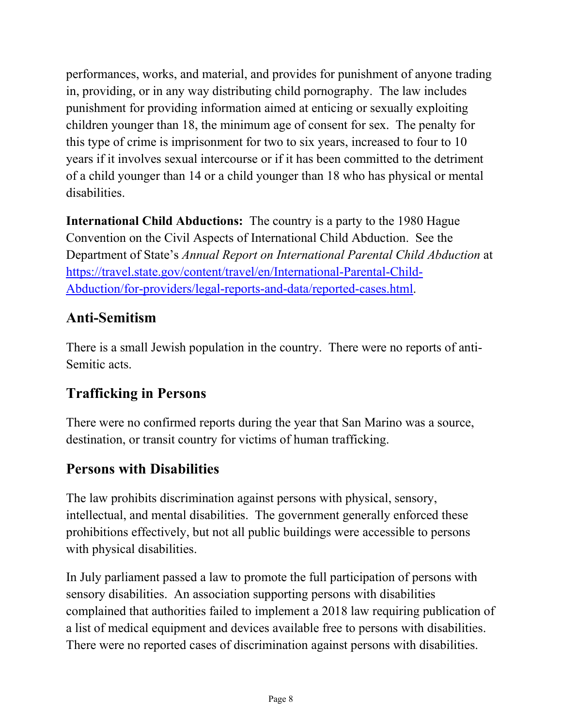performances, works, and material, and provides for punishment of anyone trading in, providing, or in any way distributing child pornography. The law includes punishment for providing information aimed at enticing or sexually exploiting children younger than 18, the minimum age of consent for sex. The penalty for this type of crime is imprisonment for two to six years, increased to four to 10 years if it involves sexual intercourse or if it has been committed to the detriment of a child younger than 14 or a child younger than 18 who has physical or mental disabilities.

**International Child Abductions:** The country is a party to the 1980 Hague Convention on the Civil Aspects of International Child Abduction. See the Department of State's *Annual Report on International Parental Child Abduction* at [https://travel.state.gov/content/travel/en/International-Parental-Child-Abduction/for-providers/legal-reports-and-data/reported-cases.html](https://travel.state.gov/content/travel/en/International-Parental-Child-Abduction/for-providers/legal-reports-and-data/reported-cases.html).

## Anti-Semitism

There is a small Jewish population in the country. There were no reports of anti-Semitic acts.

## Trafficking in Persons

There were no confirmed reports during the year that San Marino was a source, destination, or transit country for victims of human trafficking.

## Persons with Disabilities

The law prohibits discrimination against persons with physical, sensory, intellectual, and mental disabilities. The government generally enforced these prohibitions effectively, but not all public buildings were accessible to persons with physical disabilities.

In July parliament passed a law to promote the full participation of persons with sensory disabilities. An association supporting persons with disabilities complained that authorities failed to implement a 2018 law requiring publication of a list of medical equipment and devices available free to persons with disabilities. There were no reported cases of discrimination against persons with disabilities.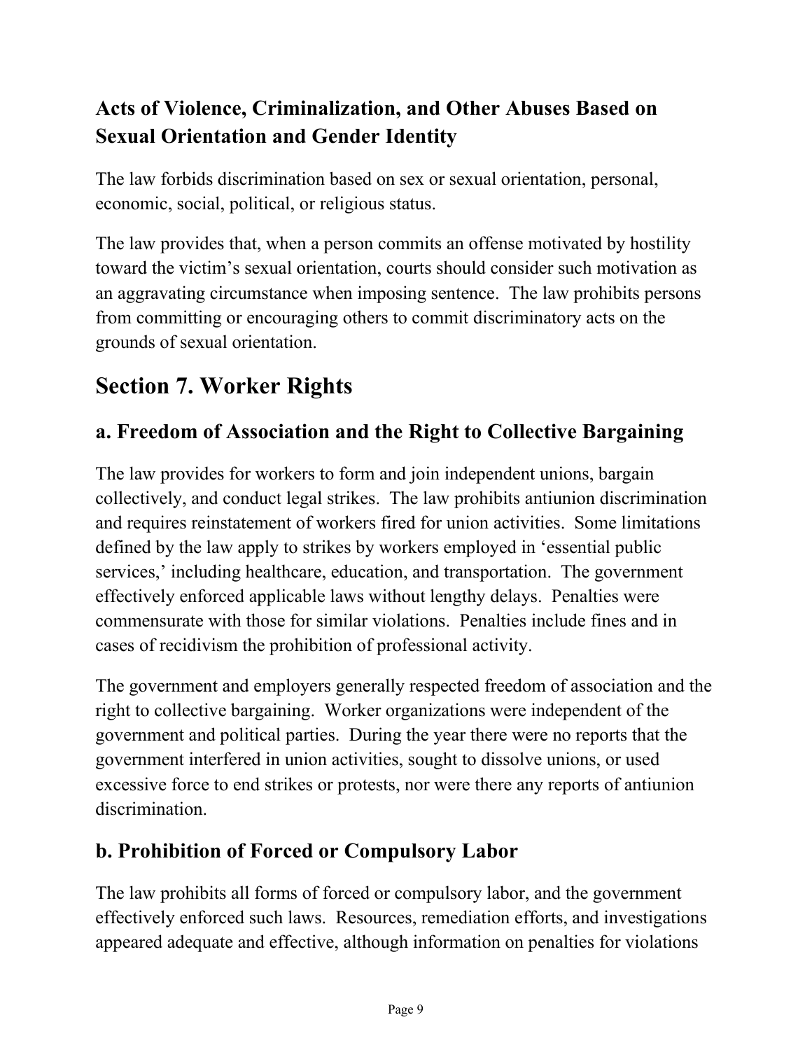### Acts of Violence, Criminalization, and Other Abuses Based on Sexual Orientation and Gender Identity

The law forbids discrimination based on sex or sexual orientation, personal, economic, social, political, or religious status.

The law provides that, when a person commits an offense motivated by hostility toward the victim's sexual orientation, courts should consider such motivation as an aggravating circumstance when imposing sentence. The law prohibits persons from committing or encouraging others to commit discriminatory acts on the grounds of sexual orientation.

## Section 7. Worker Rights

### a. Freedom of Association and the Right to Collective Bargaining

The law provides for workers to form and join independent unions, bargain collectively, and conduct legal strikes. The law prohibits antiunion discrimination and requires reinstatement of workers fired for union activities. Some limitations defined by the law apply to strikes by workers employed in 'essential public services,' including healthcare, education, and transportation. The government effectively enforced applicable laws without lengthy delays. Penalties were commensurate with those for similar violations. Penalties include fines and in cases of recidivism the prohibition of professional activity.

The government and employers generally respected freedom of association and the right to collective bargaining. Worker organizations were independent of the government and political parties. During the year there were no reports that the government interfered in union activities, sought to dissolve unions, or used excessive force to end strikes or protests, nor were there any reports of antiunion discrimination.

### b. Prohibition of Forced or Compulsory Labor

The law prohibits all forms of forced or compulsory labor, and the government effectively enforced such laws. Resources, remediation efforts, and investigations appeared adequate and effective, although information on penalties for violations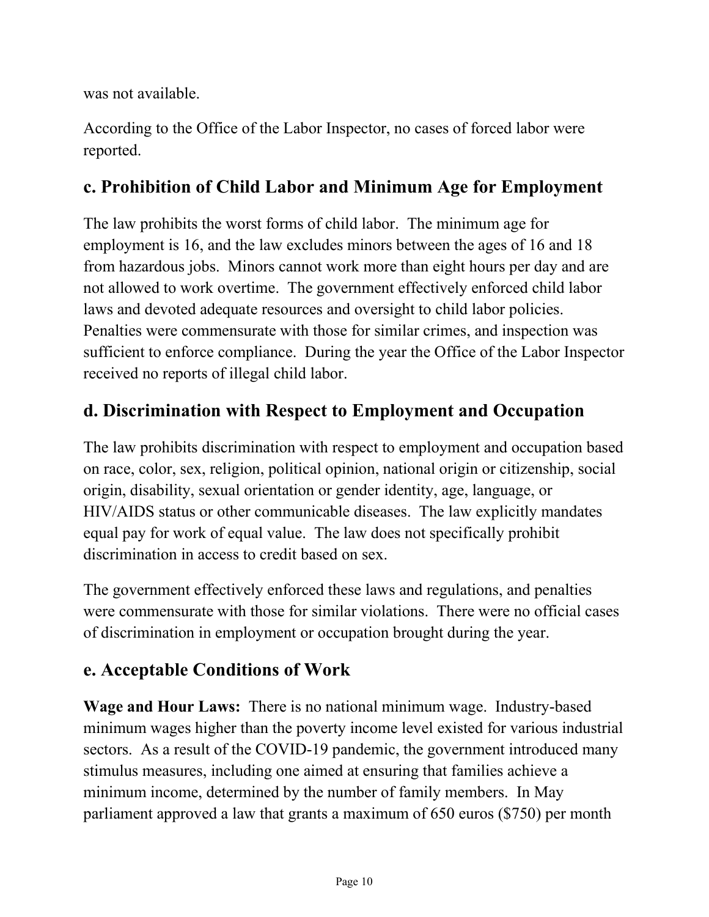was not available.

According to the Office of the Labor Inspector, no cases of forced labor were reported.

## c. Prohibition of Child Labor and Minimum Age for Employment

The law prohibits the worst forms of child labor. The minimum age for employment is 16, and the law excludes minors between the ages of 16 and 18 from hazardous jobs. Minors cannot work more than eight hours per day and are not allowed to work overtime. The government effectively enforced child labor laws and devoted adequate resources and oversight to child labor policies. Penalties were commensurate with those for similar crimes, and inspection was sufficient to enforce compliance. During the year the Office of the Labor Inspector received no reports of illegal child labor.

## d. Discrimination with Respect to Employment and Occupation

The law prohibits discrimination with respect to employment and occupation based on race, color, sex, religion, political opinion, national origin or citizenship, social origin, disability, sexual orientation or gender identity, age, language, or HIV/AIDS status or other communicable diseases. The law explicitly mandates equal pay for work of equal value. The law does not specifically prohibit discrimination in access to credit based on sex.

The government effectively enforced these laws and regulations, and penalties were commensurate with those for similar violations. There were no official cases of discrimination in employment or occupation brought during the year.

## e. Acceptable Conditions of Work

**Wage and Hour Laws:** There is no national minimum wage. Industry-based minimum wages higher than the poverty income level existed for various industrial sectors. As a result of the COVID-19 pandemic, the government introduced many stimulus measures, including one aimed at ensuring that families achieve a minimum income, determined by the number of family members. In May parliament approved a law that grants a maximum of 650 euros ($750) per month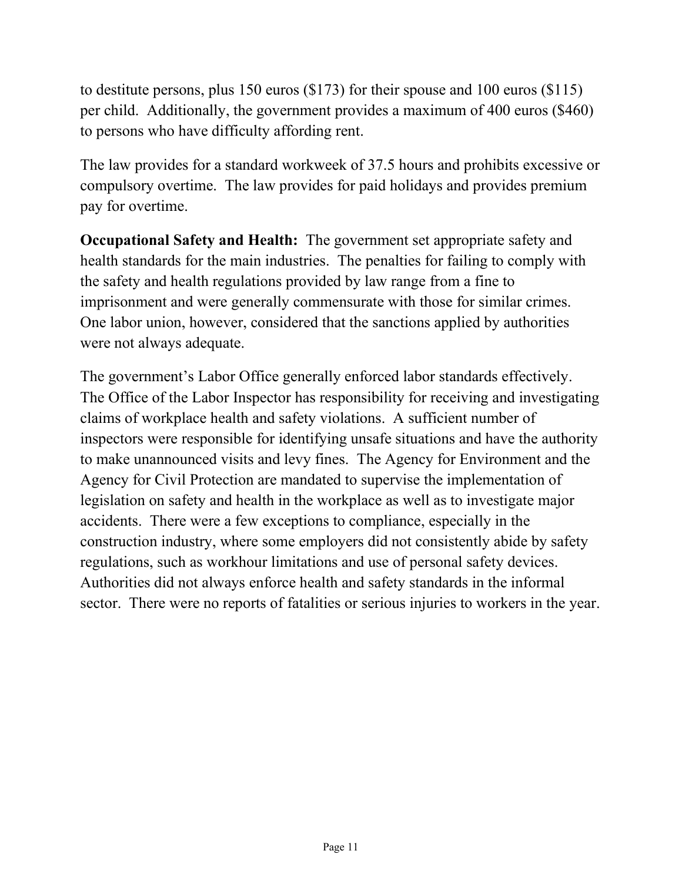to destitute persons, plus 150 euros ($173) for their spouse and 100 euros ($115) per child. Additionally, the government provides a maximum of 400 euros ($460) to persons who have difficulty affording rent.

The law provides for a standard workweek of 37.5 hours and prohibits excessive or compulsory overtime. The law provides for paid holidays and provides premium pay for overtime.

**Occupational Safety and Health:** The government set appropriate safety and health standards for the main industries. The penalties for failing to comply with the safety and health regulations provided by law range from a fine to imprisonment and were generally commensurate with those for similar crimes. One labor union, however, considered that the sanctions applied by authorities were not always adequate.

The government's Labor Office generally enforced labor standards effectively. The Office of the Labor Inspector has responsibility for receiving and investigating claims of workplace health and safety violations. A sufficient number of inspectors were responsible for identifying unsafe situations and have the authority to make unannounced visits and levy fines. The Agency for Environment and the Agency for Civil Protection are mandated to supervise the implementation of legislation on safety and health in the workplace as well as to investigate major accidents. There were a few exceptions to compliance, especially in the construction industry, where some employers did not consistently abide by safety regulations, such as workhour limitations and use of personal safety devices. Authorities did not always enforce health and safety standards in the informal sector. There were no reports of fatalities or serious injuries to workers in the year.